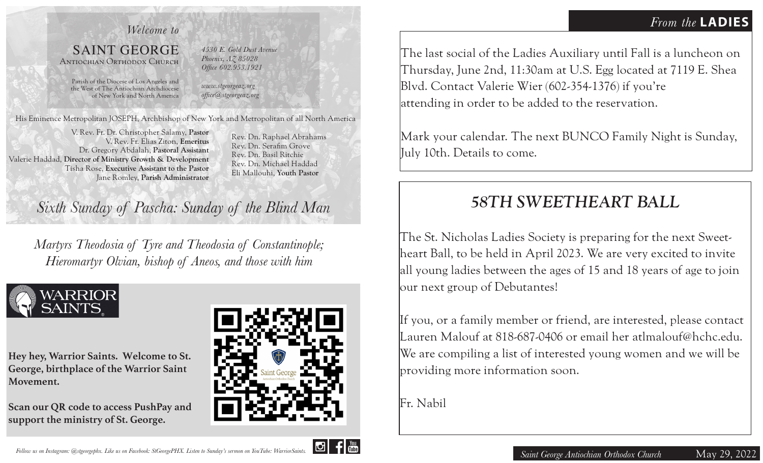*Welcome to*

# SAINT GEORGE

Antiochian Orthodox Church

Parish of the Diocese of Los Angeles and the West of The Antiochian Archdiocese of New York and North America

*4530 E. Gold Dust Avenue*
*Phoenix, AZ 85028*
*Office 602.953.1921*

*www.stgeorgeaz.org*
*office@stgeorgeaz.org*

His Eminence Metropolitan JOSEPH, Archbishop of New York and Metropolitan of all North America

V. Rev. Fr. Dr. Christopher Salamy, **Pastor**
V. Rev. Fr. Elias Ziton, **Emeritus**
Dr. Gregory Abdalah, **Pastoral Assistant**
Valerie Haddad, **Director of Ministry Growth & Development**
Tisha Rose, **Executive Assistant to the Pastor**
Jane Romley, **Parish Administrator**

Rev. Dn. Raphael Abrahams
Rev. Dn. Serafim Grove
Rev. Dn. Basil Ritchie
Rev. Dn. Michael Haddad
Eli Mallouhi, **Youth Pastor**

## *Sixth Sunday of Pascha: Sunday of the Blind Man*

*Martyrs Theodosia of Tyre and Theodosia of Constantinople; Hieromartyr Olvian, bishop of Aneos, and those with him*

WARRIOR SAINTS®

**Hey hey, Warrior Saints. Welcome to St. George, birthplace of the Warrior Saint Movement.**

**Scan our QR code to access PushPay and support the ministry of St. George.**

*Follow us on Instagram: @stgeorgephx. Like us on Facebook: StGeorgePHX. Listen to Sunday's sermon on YouTube: WarriorSaints.*

## *From the* LADIES

The last social of the Ladies Auxiliary until Fall is a luncheon on Thursday, June 2nd, 11:30am at U.S. Egg located at 7119 E. Shea Blvd. Contact Valerie Wier (602-354-1376) if you're attending in order to be added to the reservation.

Mark your calendar. The next BUNCO Family Night is Sunday, July 10th. Details to come.

## *58TH SWEETHEART BALL*

The St. Nicholas Ladies Society is preparing for the next Sweetheart Ball, to be held in April 2023. We are very excited to invite all young ladies between the ages of 15 and 18 years of age to join our next group of Debutantes!

If you, or a family member or friend, are interested, please contact Lauren Malouf at 818-687-0406 or email her atlmalouf@hchc.edu. We are compiling a list of interested young women and we will be providing more information soon.

Fr. Nabil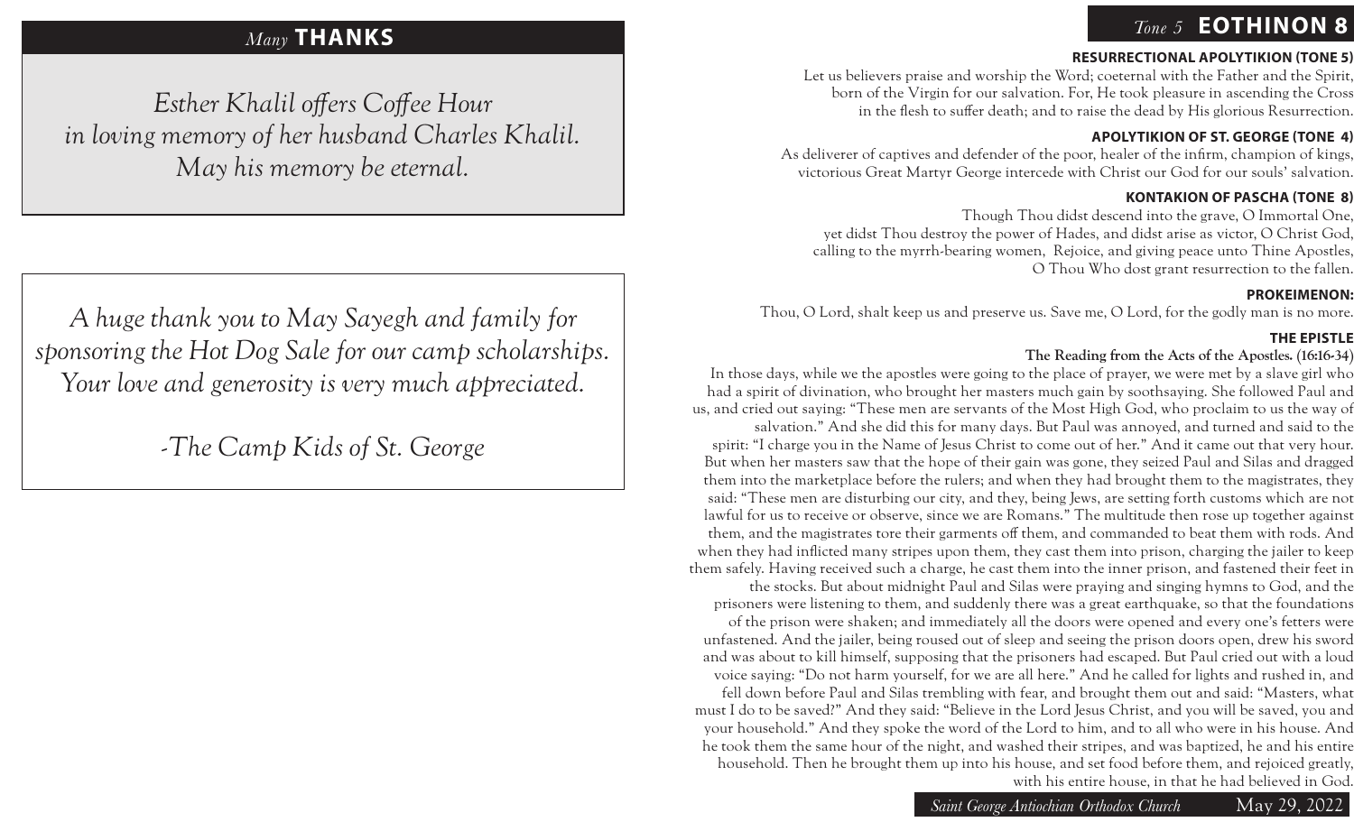## *Many* THANKS

*Esther Khalil offers Coffee Hour in loving memory of her husband Charles Khalil. May his memory be eternal.*

*A huge thank you to May Sayegh and family for sponsoring the Hot Dog Sale for our camp scholarships. Your love and generosity is very much appreciated.*

*-The Camp Kids of St. George*

## *Tone 5* EOTHINON 8

### RESURRECTIONAL APOLYTIKION (TONE 5)

Let us believers praise and worship the Word; coeternal with the Father and the Spirit, born of the Virgin for our salvation. For, He took pleasure in ascending the Cross in the flesh to suffer death; and to raise the dead by His glorious Resurrection.

### APOLYTIKION OF ST. GEORGE (TONE 4)

As deliverer of captives and defender of the poor, healer of the infirm, champion of kings, victorious Great Martyr George intercede with Christ our God for our souls' salvation.

### KONTAKION OF PASCHA (TONE 8)

Though Thou didst descend into the grave, O Immortal One, yet didst Thou destroy the power of Hades, and didst arise as victor, O Christ God, calling to the myrrh-bearing women, Rejoice, and giving peace unto Thine Apostles, O Thou Who dost grant resurrection to the fallen.

### PROKEIMENON:

Thou, O Lord, shalt keep us and preserve us. Save me, O Lord, for the godly man is no more.

### THE EPISTLE

**The Reading from the Acts of the Apostles. (16:16-34)**

In those days, while we the apostles were going to the place of prayer, we were met by a slave girl who had a spirit of divination, who brought her masters much gain by soothsaying. She followed Paul and us, and cried out saying: "These men are servants of the Most High God, who proclaim to us the way of salvation." And she did this for many days. But Paul was annoyed, and turned and said to the spirit: "I charge you in the Name of Jesus Christ to come out of her." And it came out that very hour. But when her masters saw that the hope of their gain was gone, they seized Paul and Silas and dragged them into the marketplace before the rulers; and when they had brought them to the magistrates, they said: "These men are disturbing our city, and they, being Jews, are setting forth customs which are not lawful for us to receive or observe, since we are Romans." The multitude then rose up together against them, and the magistrates tore their garments off them, and commanded to beat them with rods. And when they had inflicted many stripes upon them, they cast them into prison, charging the jailer to keep them safely. Having received such a charge, he cast them into the inner prison, and fastened their feet in the stocks. But about midnight Paul and Silas were praying and singing hymns to God, and the prisoners were listening to them, and suddenly there was a great earthquake, so that the foundations of the prison were shaken; and immediately all the doors were opened and every one's fetters were unfastened. And the jailer, being roused out of sleep and seeing the prison doors open, drew his sword and was about to kill himself, supposing that the prisoners had escaped. But Paul cried out with a loud voice saying: "Do not harm yourself, for we are all here." And he called for lights and rushed in, and fell down before Paul and Silas trembling with fear, and brought them out and said: "Masters, what must I do to be saved?" And they said: "Believe in the Lord Jesus Christ, and you will be saved, you and your household." And they spoke the word of the Lord to him, and to all who were in his house. And he took them the same hour of the night, and washed their stripes, and was baptized, he and his entire household. Then he brought them up into his house, and set food before them, and rejoiced greatly, with his entire house, in that he had believed in God.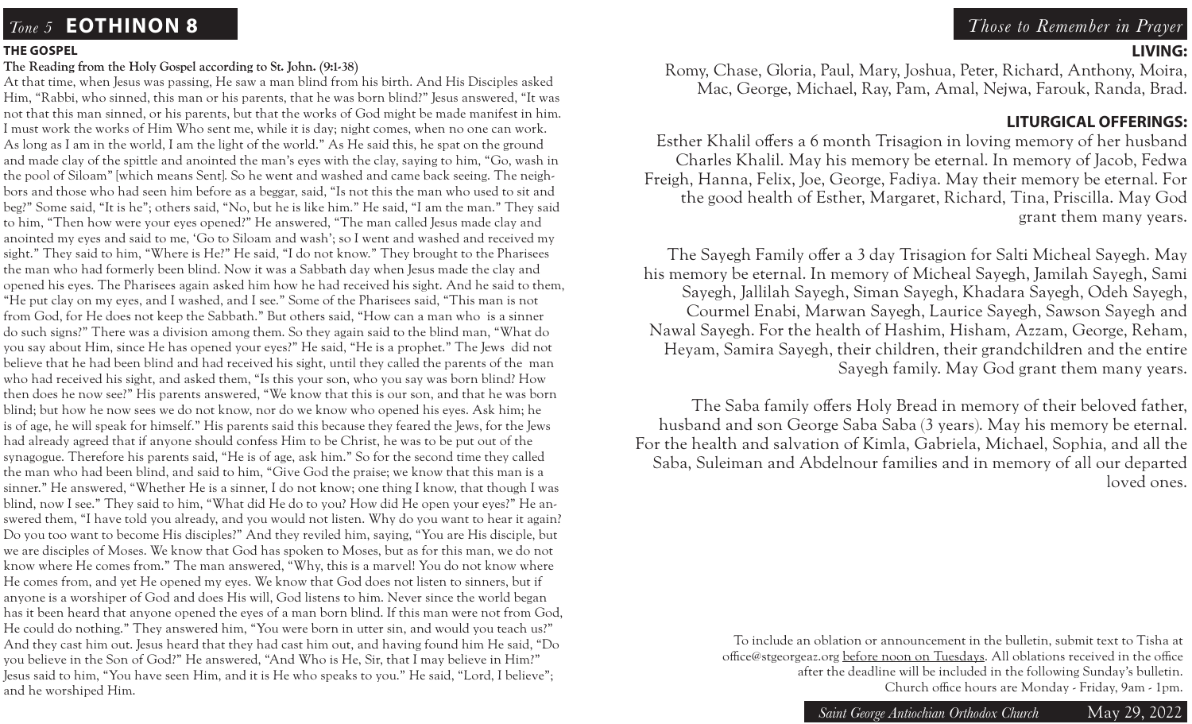## *Tone 5* EOTHINON 8

### THE GOSPEL

**The Reading from the Holy Gospel according to St. John. (9:1-38)**

At that time, when Jesus was passing, He saw a man blind from his birth. And His Disciples asked Him, "Rabbi, who sinned, this man or his parents, that he was born blind?" Jesus answered, "It was not that this man sinned, or his parents, but that the works of God might be made manifest in him. I must work the works of Him Who sent me, while it is day; night comes, when no one can work. As long as I am in the world, I am the light of the world." As He said this, he spat on the ground and made clay of the spittle and anointed the man's eyes with the clay, saying to him, "Go, wash in the pool of Siloam" [which means Sent]. So he went and washed and came back seeing. The neighbors and those who had seen him before as a beggar, said, "Is not this the man who used to sit and beg?" Some said, "It is he"; others said, "No, but he is like him." He said, "I am the man." They said to him, "Then how were your eyes opened?" He answered, "The man called Jesus made clay and anointed my eyes and said to me, 'Go to Siloam and wash'; so I went and washed and received my sight." They said to him, "Where is He?" He said, "I do not know." They brought to the Pharisees the man who had formerly been blind. Now it was a Sabbath day when Jesus made the clay and opened his eyes. The Pharisees again asked him how he had received his sight. And he said to them, "He put clay on my eyes, and I washed, and I see." Some of the Pharisees said, "This man is not from God, for He does not keep the Sabbath." But others said, "How can a man who is a sinner do such signs?" There was a division among them. So they again said to the blind man, "What do you say about Him, since He has opened your eyes?" He said, "He is a prophet." The Jews did not believe that he had been blind and had received his sight, until they called the parents of the man who had received his sight, and asked them, "Is this your son, who you say was born blind? How then does he now see?" His parents answered, "We know that this is our son, and that he was born blind; but how he now sees we do not know, nor do we know who opened his eyes. Ask him; he is of age, he will speak for himself." His parents said this because they feared the Jews, for the Jews had already agreed that if anyone should confess Him to be Christ, he was to be put out of the synagogue. Therefore his parents said, "He is of age, ask him." So for the second time they called the man who had been blind, and said to him, "Give God the praise; we know that this man is a sinner." He answered, "Whether He is a sinner, I do not know; one thing I know, that though I was blind, now I see." They said to him, "What did He do to you? How did He open your eyes?" He answered them, "I have told you already, and you would not listen. Why do you want to hear it again? Do you too want to become His disciples?" And they reviled him, saying, "You are His disciple, but we are disciples of Moses. We know that God has spoken to Moses, but as for this man, we do not know where He comes from." The man answered, "Why, this is a marvel! You do not know where He comes from, and yet He opened my eyes. We know that God does not listen to sinners, but if anyone is a worshiper of God and does His will, God listens to him. Never since the world began has it been heard that anyone opened the eyes of a man born blind. If this man were not from God, He could do nothing." They answered him, "You were born in utter sin, and would you teach us?" And they cast him out. Jesus heard that they had cast him out, and having found him He said, "Do you believe in the Son of God?" He answered, "And Who is He, Sir, that I may believe in Him?" Jesus said to him, "You have seen Him, and it is He who speaks to you." He said, "Lord, I believe"; and he worshiped Him.

## *Those to Remember in Prayer*

### LIVING:

Romy, Chase, Gloria, Paul, Mary, Joshua, Peter, Richard, Anthony, Moira, Mac, George, Michael, Ray, Pam, Amal, Nejwa, Farouk, Randa, Brad.

### LITURGICAL OFFERINGS:

Esther Khalil offers a 6 month Trisagion in loving memory of her husband Charles Khalil. May his memory be eternal. In memory of Jacob, Fedwa Freigh, Hanna, Felix, Joe, George, Fadiya. May their memory be eternal. For the good health of Esther, Margaret, Richard, Tina, Priscilla. May God grant them many years.

The Sayegh Family offer a 3 day Trisagion for Salti Micheal Sayegh. May his memory be eternal. In memory of Micheal Sayegh, Jamilah Sayegh, Sami Sayegh, Jallilah Sayegh, Siman Sayegh, Khadara Sayegh, Odeh Sayegh, Courmel Enabi, Marwan Sayegh, Laurice Sayegh, Sawson Sayegh and Nawal Sayegh. For the health of Hashim, Hisham, Azzam, George, Reham, Heyam, Samira Sayegh, their children, their grandchildren and the entire Sayegh family. May God grant them many years.

The Saba family offers Holy Bread in memory of their beloved father, husband and son George Saba Saba (3 years). May his memory be eternal. For the health and salvation of Kimla, Gabriela, Michael, Sophia, and all the Saba, Suleiman and Abdelnour families and in memory of all our departed loved ones.

To include an oblation or announcement in the bulletin, submit text to Tisha at office@stgeorgeaz.org before noon on Tuesdays. All oblations received in the office after the deadline will be included in the following Sunday's bulletin. Church office hours are Monday - Friday, 9am - 1pm.